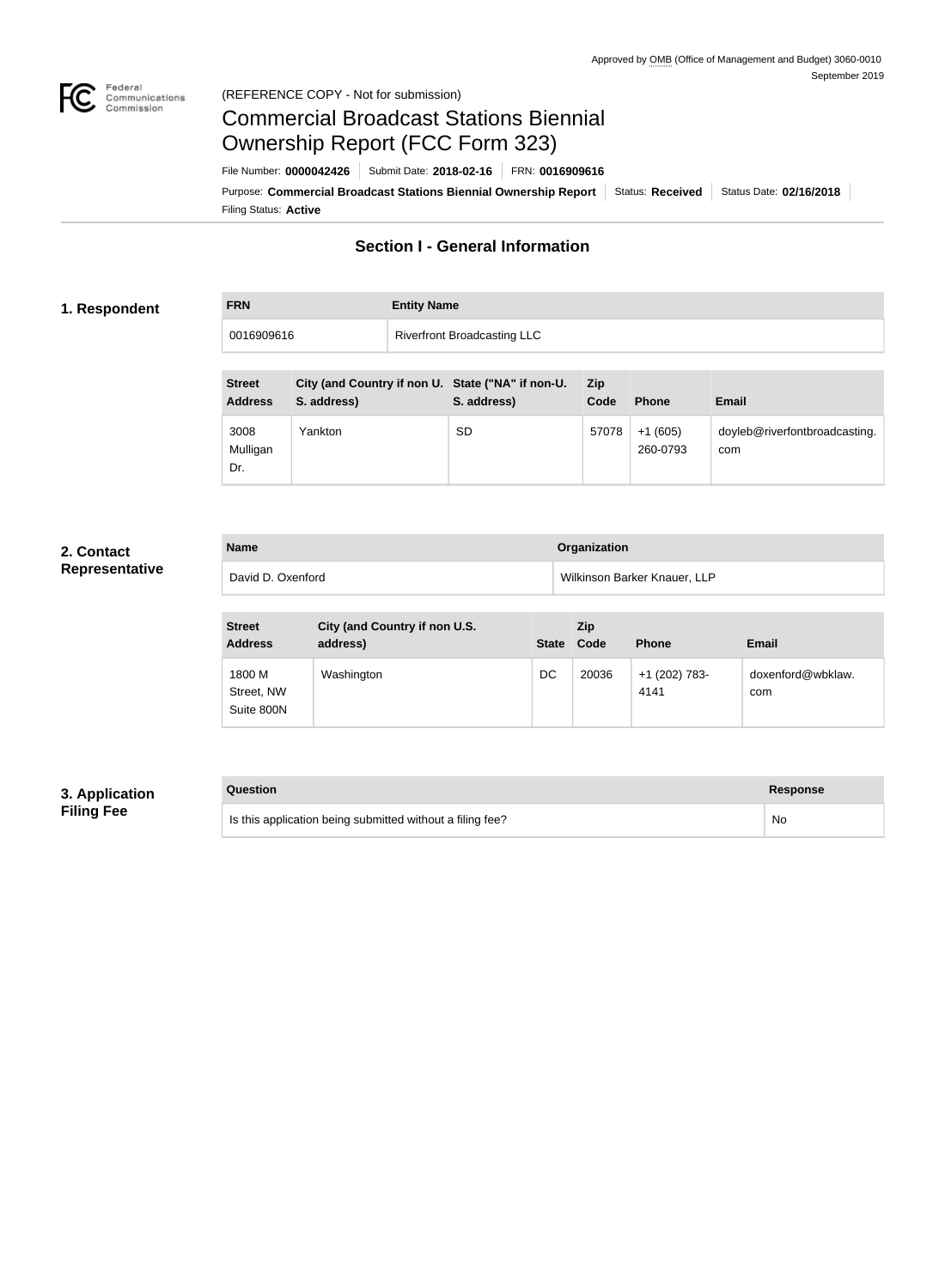Approved by OMB (Office of Management and Budget) 3060-0010
September 2019

(REFERENCE COPY - Not for submission)

# Commercial Broadcast Stations Biennial Ownership Report (FCC Form 323)

File Number: **0000042426** | Submit Date: **2018-02-16** | FRN: **0016909616**

Purpose: **Commercial Broadcast Stations Biennial Ownership Report** | Status: **Received** | Status Date: **02/16/2018**

Filing Status: **Active**

## Section I - General Information

### 1. Respondent

| FRN | Entity Name |
|---|---|
| 0016909616 | Riverfront Broadcasting LLC |

| Street Address | City (and Country if non U. S. address) | State ("NA" if non-U. S. address) | Zip Code | Phone | Email |
|---|---|---|---|---|---|
| 3008 Mulligan Dr. | Yankton | SD | 57078 | +1 (605) 260-0793 | doyleb@riverfrontbroadcasting.com |

### 2. Contact Representative

| Name | Organization |
|---|---|
| David D. Oxenford | Wilkinson Barker Knauer, LLP |

| Street Address | City (and Country if non U.S. address) | State | Zip Code | Phone | Email |
|---|---|---|---|---|---|
| 1800 M Street, NW Suite 800N | Washington | DC | 20036 | +1 (202) 783-4141 | doxenford@wbklaw.com |

### 3. Application Filing Fee

| Question | Response |
|---|---|
| Is this application being submitted without a filing fee? | No |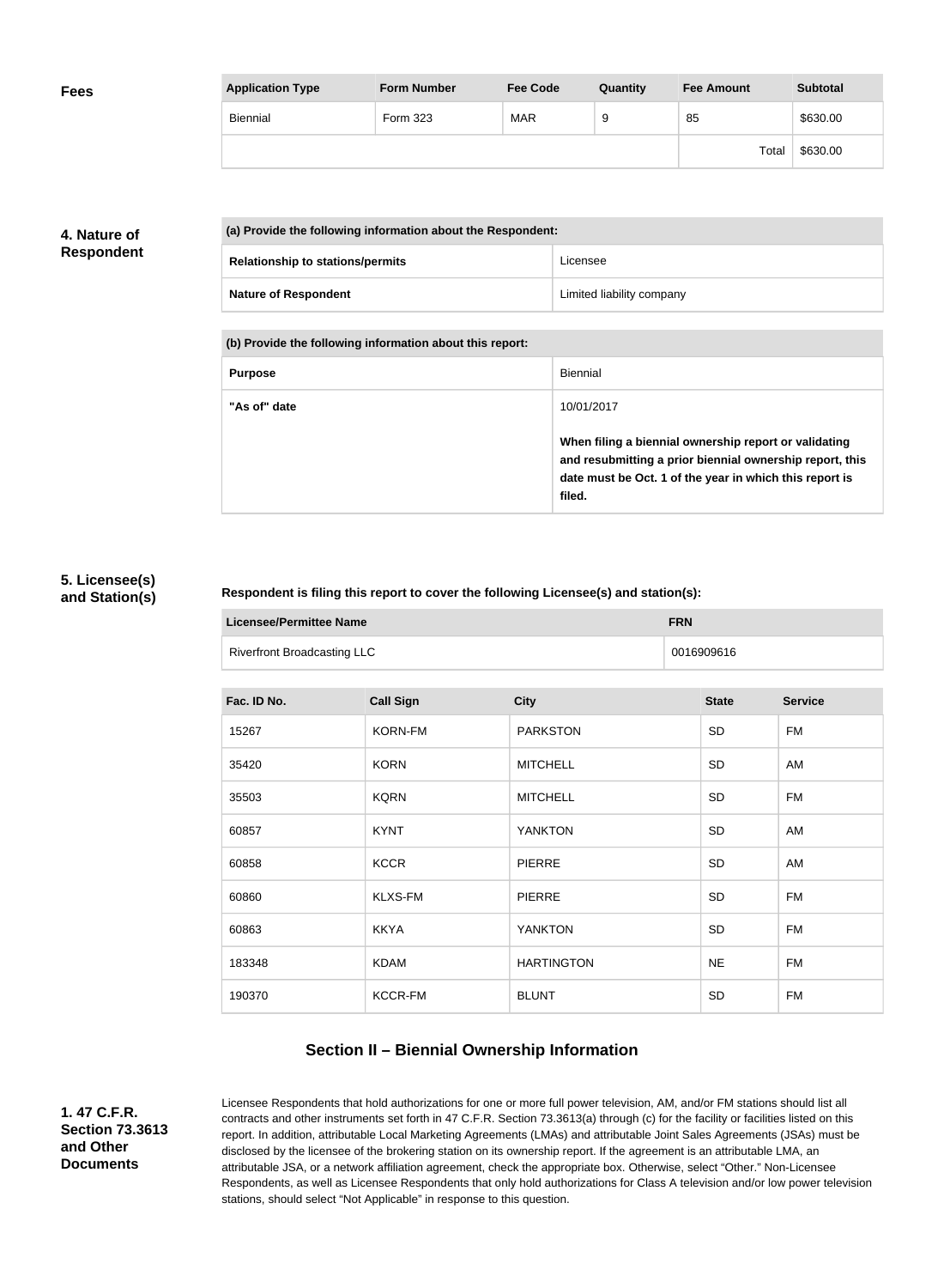## Fees

| Application Type | Form Number | Fee Code | Quantity | Fee Amount | Subtotal |
|---|---|---|---|---|---|
| Biennial | Form 323 | MAR | 9 | 85 | $630.00 |
| | | | | Total | $630.00 |

## 4. Nature of Respondent

| (a) Provide the following information about the Respondent: | |
|---|---|
| Relationship to stations/permits | Licensee |
| Nature of Respondent | Limited liability company |

| (b) Provide the following information about this report: | |
|---|---|
| Purpose | Biennial |
| "As of" date | 10/01/2017<br><br>**When filing a biennial ownership report or validating and resubmitting a prior biennial ownership report, this date must be Oct. 1 of the year in which this report is filed.** |

## 5. Licensee(s) and Station(s)

**Respondent is filing this report to cover the following Licensee(s) and station(s):**

| Licensee/Permittee Name | FRN |
|---|---|
| Riverfront Broadcasting LLC | 0016909616 |

| Fac. ID No. | Call Sign | City | State | Service |
|---|---|---|---|---|
| 15267 | KORN-FM | PARKSTON | SD | FM |
| 35420 | KORN | MITCHELL | SD | AM |
| 35503 | KQRN | MITCHELL | SD | FM |
| 60857 | KYNT | YANKTON | SD | AM |
| 60858 | KCCR | PIERRE | SD | AM |
| 60860 | KLXS-FM | PIERRE | SD | FM |
| 60863 | KKYA | YANKTON | SD | FM |
| 183348 | KDAM | HARTINGTON | NE | FM |
| 190370 | KCCR-FM | BLUNT | SD | FM |

# Section II – Biennial Ownership Information

## 1. 47 C.F.R. Section 73.3613 and Other Documents

Licensee Respondents that hold authorizations for one or more full power television, AM, and/or FM stations should list all contracts and other instruments set forth in 47 C.F.R. Section 73.3613(a) through (c) for the facility or facilities listed on this report. In addition, attributable Local Marketing Agreements (LMAs) and attributable Joint Sales Agreements (JSAs) must be disclosed by the licensee of the brokering station on its ownership report. If the agreement is an attributable LMA, an attributable JSA, or a network affiliation agreement, check the appropriate box. Otherwise, select "Other." Non-Licensee Respondents, as well as Licensee Respondents that only hold authorizations for Class A television and/or low power television stations, should select "Not Applicable" in response to this question.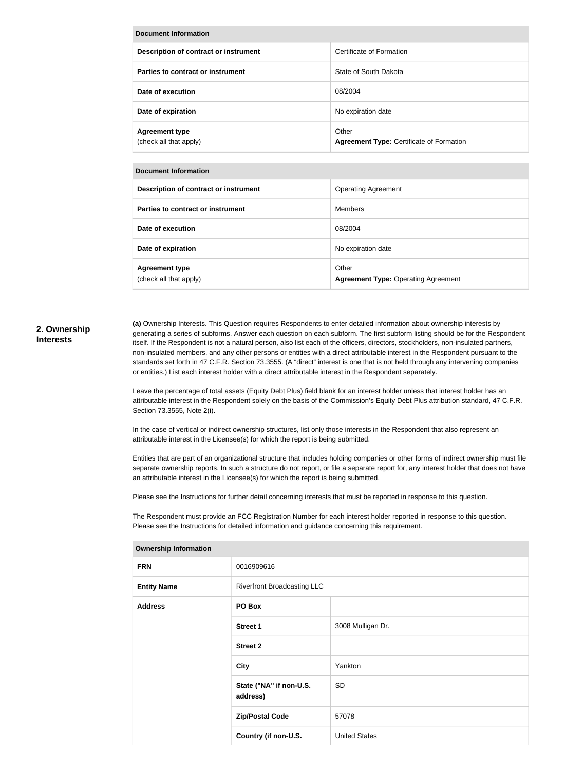| Document Information | |
|---|---|
| Description of contract or instrument | Certificate of Formation |
| Parties to contract or instrument | State of South Dakota |
| Date of execution | 08/2004 |
| Date of expiration | No expiration date |
| Agreement type (check all that apply) | Other **Agreement Type:** Certificate of Formation |

| Document Information | |
|---|---|
| Description of contract or instrument | Operating Agreement |
| Parties to contract or instrument | Members |
| Date of execution | 08/2004 |
| Date of expiration | No expiration date |
| Agreement type (check all that apply) | Other **Agreement Type:** Operating Agreement |

## 2. Ownership Interests

**(a)** Ownership Interests. This Question requires Respondents to enter detailed information about ownership interests by generating a series of subforms. Answer each question on each subform. The first subform listing should be for the Respondent itself. If the Respondent is not a natural person, also list each of the officers, directors, stockholders, non-insulated partners, non-insulated members, and any other persons or entities with a direct attributable interest in the Respondent pursuant to the standards set forth in 47 C.F.R. Section 73.3555. (A "direct" interest is one that is not held through any intervening companies or entities.) List each interest holder with a direct attributable interest in the Respondent separately.

Leave the percentage of total assets (Equity Debt Plus) field blank for an interest holder unless that interest holder has an attributable interest in the Respondent solely on the basis of the Commission's Equity Debt Plus attribution standard, 47 C.F.R. Section 73.3555, Note 2(i).

In the case of vertical or indirect ownership structures, list only those interests in the Respondent that also represent an attributable interest in the Licensee(s) for which the report is being submitted.

Entities that are part of an organizational structure that includes holding companies or other forms of indirect ownership must file separate ownership reports. In such a structure do not report, or file a separate report for, any interest holder that does not have an attributable interest in the Licensee(s) for which the report is being submitted.

Please see the Instructions for further detail concerning interests that must be reported in response to this question.

The Respondent must provide an FCC Registration Number for each interest holder reported in response to this question. Please see the Instructions for detailed information and guidance concerning this requirement.

| Ownership Information | | |
|---|---|---|
| FRN | 0016909616 | |
| Entity Name | Riverfront Broadcasting LLC | |
| Address | PO Box | |
| | Street 1 | 3008 Mulligan Dr. |
| | Street 2 | |
| | City | Yankton |
| | State ("NA" if non-U.S. address) | SD |
| | Zip/Postal Code | 57078 |
| | Country (if non-U.S. | United States |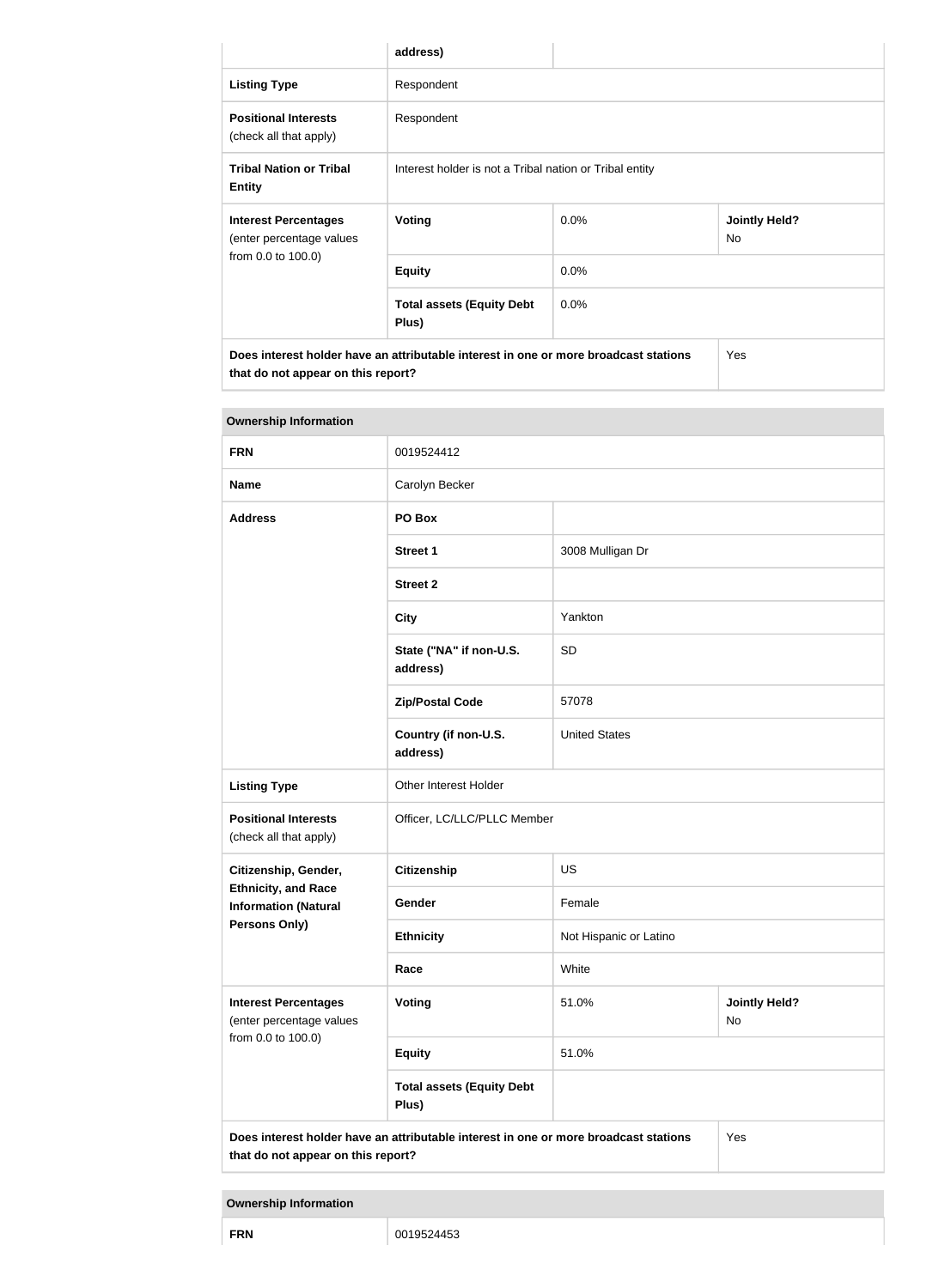| | address) | | |
|---|---|---|---|
| **Listing Type** | Respondent | | |
| **Positional Interests** (check all that apply) | Respondent | | |
| **Tribal Nation or Tribal Entity** | Interest holder is not a Tribal nation or Tribal entity | | |
| **Interest Percentages** (enter percentage values from 0.0 to 100.0) | **Voting** | 0.0% | **Jointly Held?** No |
| | **Equity** | 0.0% | |
| | **Total assets (Equity Debt Plus)** | 0.0% | |
| **Does interest holder have an attributable interest in one or more broadcast stations that do not appear on this report?** | | | Yes |

**Ownership Information**

| **FRN** | 0019524412 | | |
|---|---|---|---|
| **Name** | Carolyn Becker | | |
| **Address** | **PO Box** | | |
| | **Street 1** | 3008 Mulligan Dr | |
| | **Street 2** | | |
| | **City** | Yankton | |
| | **State ("NA" if non-U.S. address)** | SD | |
| | **Zip/Postal Code** | 57078 | |
| | **Country (if non-U.S. address)** | United States | |
| **Listing Type** | Other Interest Holder | | |
| **Positional Interests** (check all that apply) | Officer, LC/LLC/PLLC Member | | |
| **Citizenship, Gender, Ethnicity, and Race Information (Natural Persons Only)** | **Citizenship** | US | |
| | **Gender** | Female | |
| | **Ethnicity** | Not Hispanic or Latino | |
| | **Race** | White | |
| **Interest Percentages** (enter percentage values from 0.0 to 100.0) | **Voting** | 51.0% | **Jointly Held?** No |
| | **Equity** | 51.0% | |
| | **Total assets (Equity Debt Plus)** | | |
| **Does interest holder have an attributable interest in one or more broadcast stations that do not appear on this report?** | | | Yes |

**Ownership Information**

| **FRN** | 0019524453 |
|---|---|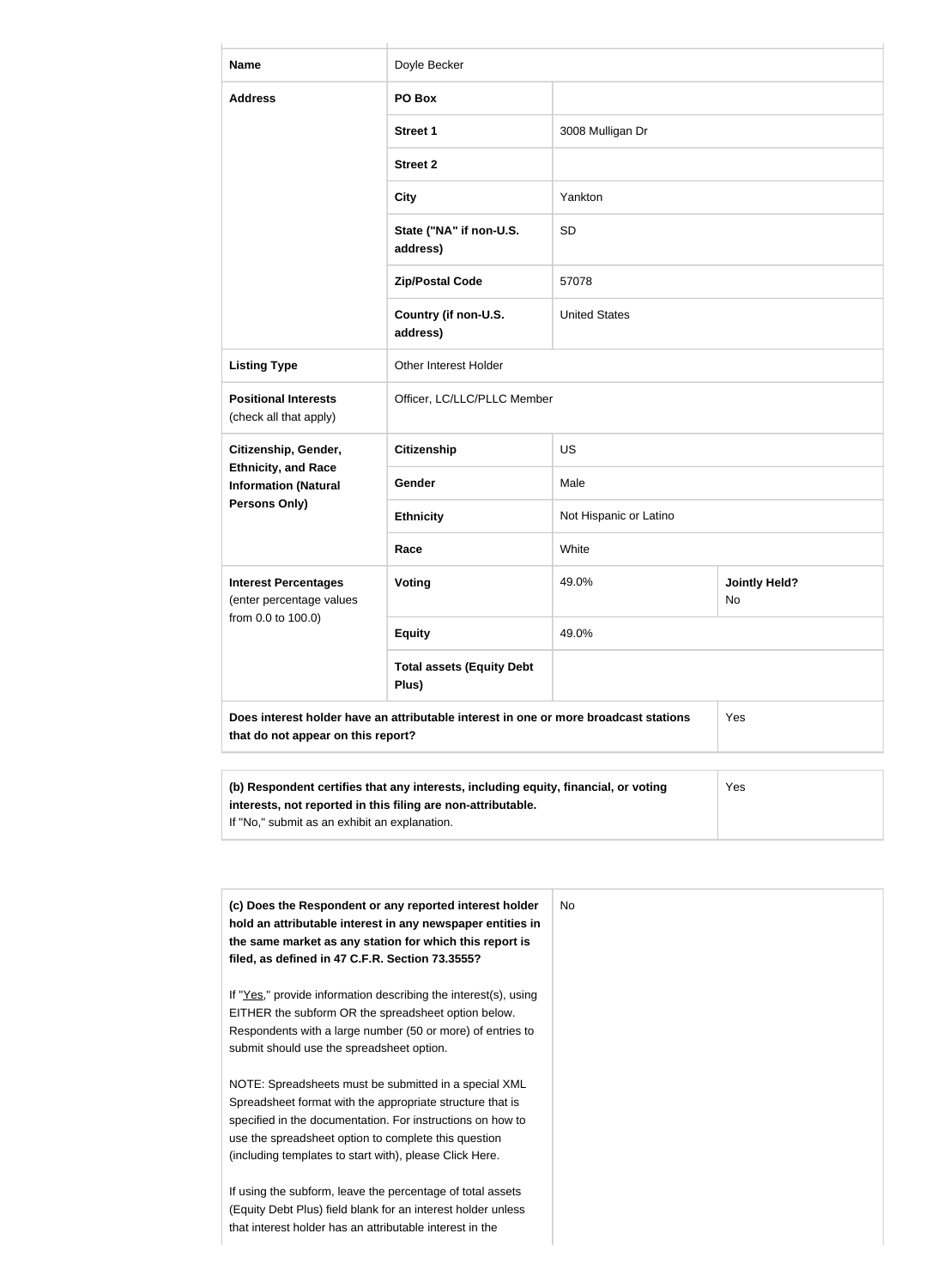| | | | |
|---|---|---|---|
| **Name** | Doyle Becker | | |
| **Address** | **PO Box** | | |
| | **Street 1** | 3008 Mulligan Dr | |
| | **Street 2** | | |
| | **City** | Yankton | |
| | **State ("NA" if non-U.S. address)** | SD | |
| | **Zip/Postal Code** | 57078 | |
| | **Country (if non-U.S. address)** | United States | |
| **Listing Type** | Other Interest Holder | | |
| **Positional Interests** (check all that apply) | Officer, LC/LLC/PLLC Member | | |
| **Citizenship, Gender, Ethnicity, and Race Information (Natural Persons Only)** | **Citizenship** | US | |
| | **Gender** | Male | |
| | **Ethnicity** | Not Hispanic or Latino | |
| | **Race** | White | |
| **Interest Percentages** (enter percentage values from 0.0 to 100.0) | **Voting** | 49.0% | **Jointly Held?** No |
| | **Equity** | 49.0% | |
| | **Total assets (Equity Debt Plus)** | | |
| **Does interest holder have an attributable interest in one or more broadcast stations that do not appear on this report?** | | | Yes |

| | |
|---|---|
| **(b) Respondent certifies that any interests, including equity, financial, or voting interests, not reported in this filing are non-attributable.** If "No," submit as an exhibit an explanation. | Yes |

| | |
|---|---|
| **(c) Does the Respondent or any reported interest holder hold an attributable interest in any newspaper entities in the same market as any station for which this report is filed, as defined in 47 C.F.R. Section 73.3555?**<br><br>If "Yes," provide information describing the interest(s), using EITHER the subform OR the spreadsheet option below. Respondents with a large number (50 or more) of entries to submit should use the spreadsheet option.<br><br>NOTE: Spreadsheets must be submitted in a special XML Spreadsheet format with the appropriate structure that is specified in the documentation. For instructions on how to use the spreadsheet option to complete this question (including templates to start with), please Click Here.<br><br>If using the subform, leave the percentage of total assets (Equity Debt Plus) field blank for an interest holder unless that interest holder has an attributable interest in the | No |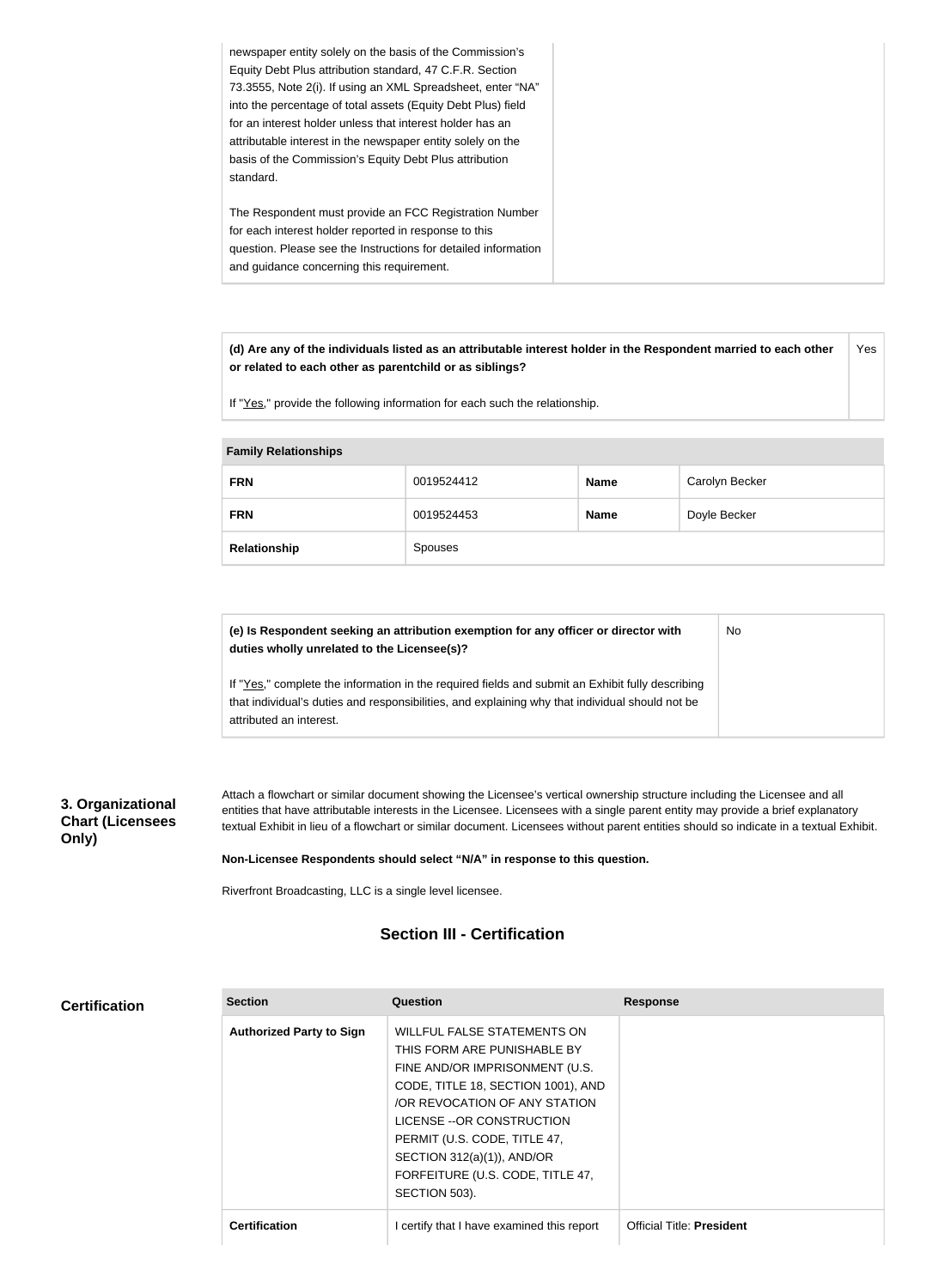| | |
|---|---|
| newspaper entity solely on the basis of the Commission's Equity Debt Plus attribution standard, 47 C.F.R. Section 73.3555, Note 2(i). If using an XML Spreadsheet, enter "NA" into the percentage of total assets (Equity Debt Plus) field for an interest holder unless that interest holder has an attributable interest in the newspaper entity solely on the basis of the Commission's Equity Debt Plus attribution standard.<br><br>The Respondent must provide an FCC Registration Number for each interest holder reported in response to this question. Please see the Instructions for detailed information and guidance concerning this requirement. | |

| | |
|---|---|
| **(d) Are any of the individuals listed as an attributable interest holder in the Respondent married to each other or related to each other as parentchild or as siblings?**<br><br>If "Yes," provide the following information for each such the relationship. | Yes |

| **Family Relationships** | | | |
|---|---|---|---|
| **FRN** | 0019524412 | **Name** | Carolyn Becker |
| **FRN** | 0019524453 | **Name** | Doyle Becker |
| **Relationship** | Spouses | | |

| | |
|---|---|
| **(e) Is Respondent seeking an attribution exemption for any officer or director with duties wholly unrelated to the Licensee(s)?**<br><br>If "Yes," complete the information in the required fields and submit an Exhibit fully describing that individual's duties and responsibilities, and explaining why that individual should not be attributed an interest. | No |

### 3. Organizational Chart (Licensees Only)

Attach a flowchart or similar document showing the Licensee's vertical ownership structure including the Licensee and all entities that have attributable interests in the Licensee. Licensees with a single parent entity may provide a brief explanatory textual Exhibit in lieu of a flowchart or similar document. Licensees without parent entities should so indicate in a textual Exhibit.

**Non-Licensee Respondents should select "N/A" in response to this question.**

Riverfront Broadcasting, LLC is a single level licensee.

## Section III - Certification

### Certification

| Section | Question | Response |
|---|---|---|
| **Authorized Party to Sign** | WILLFUL FALSE STATEMENTS ON THIS FORM ARE PUNISHABLE BY FINE AND/OR IMPRISONMENT (U.S. CODE, TITLE 18, SECTION 1001), AND /OR REVOCATION OF ANY STATION LICENSE --OR CONSTRUCTION PERMIT (U.S. CODE, TITLE 47, SECTION 312(a)(1)), AND/OR FORFEITURE (U.S. CODE, TITLE 47, SECTION 503). | |
| **Certification** | I certify that I have examined this report | Official Title: **President** |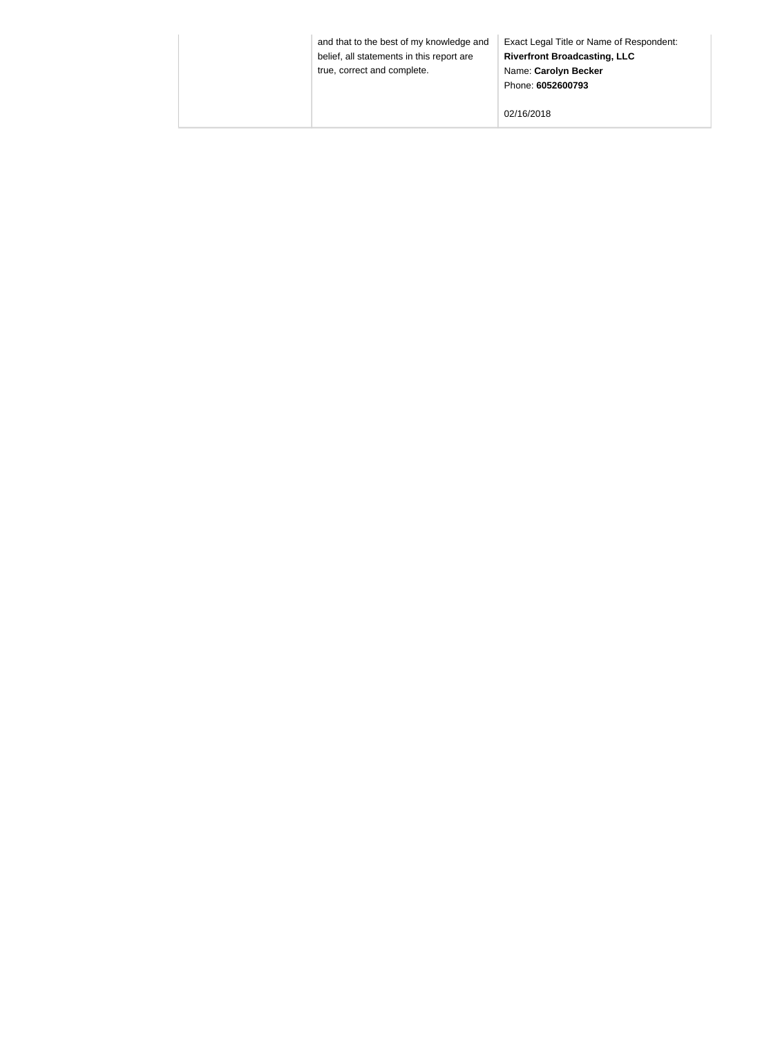| | | |
|---|---|---|
| | and that to the best of my knowledge and belief, all statements in this report are true, correct and complete. | Exact Legal Title or Name of Respondent: **Riverfront Broadcasting, LLC**<br>Name: **Carolyn Becker**<br>Phone: **6052600793**<br><br>02/16/2018 |